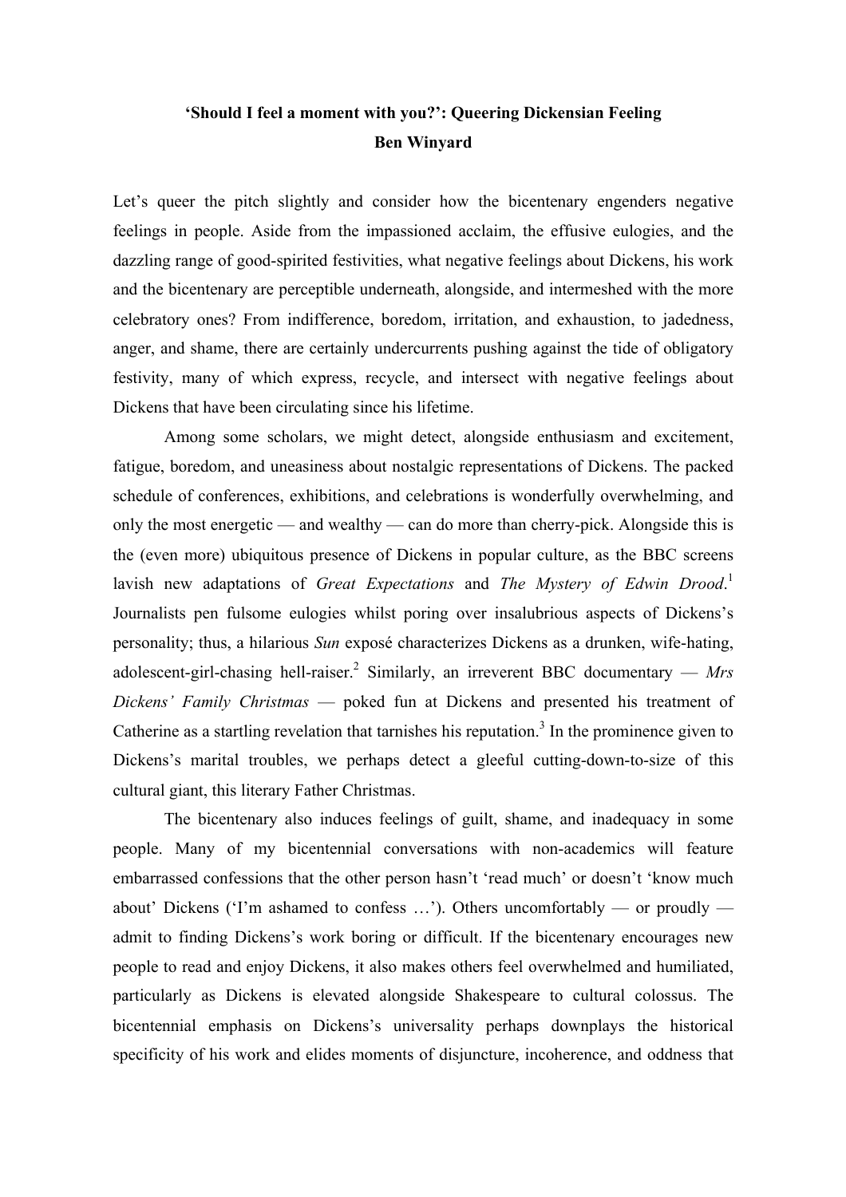# 'Should I feel a moment with you?': Queering Dickensian Feeling

**Ben Winyard**

Let's queer the pitch slightly and consider how the bicentenary engenders negative feelings in people. Aside from the impassioned acclaim, the effusive eulogies, and the dazzling range of good-spirited festivities, what negative feelings about Dickens, his work and the bicentenary are perceptible underneath, alongside, and intermeshed with the more celebratory ones? From indifference, boredom, irritation, and exhaustion, to jadedness, anger, and shame, there are certainly undercurrents pushing against the tide of obligatory festivity, many of which express, recycle, and intersect with negative feelings about Dickens that have been circulating since his lifetime.

Among some scholars, we might detect, alongside enthusiasm and excitement, fatigue, boredom, and uneasiness about nostalgic representations of Dickens. The packed schedule of conferences, exhibitions, and celebrations is wonderfully overwhelming, and only the most energetic — and wealthy — can do more than cherry-pick. Alongside this is the (even more) ubiquitous presence of Dickens in popular culture, as the BBC screens lavish new adaptations of *Great Expectations* and *The Mystery of Edwin Drood*.[1] Journalists pen fulsome eulogies whilst poring over insalubrious aspects of Dickens's personality; thus, a hilarious *Sun* exposé characterizes Dickens as a drunken, wife-hating, adolescent-girl-chasing hell-raiser.[2] Similarly, an irreverent BBC documentary — *Mrs Dickens' Family Christmas* — poked fun at Dickens and presented his treatment of Catherine as a startling revelation that tarnishes his reputation.[3] In the prominence given to Dickens's marital troubles, we perhaps detect a gleeful cutting-down-to-size of this cultural giant, this literary Father Christmas.

The bicentenary also induces feelings of guilt, shame, and inadequacy in some people. Many of my bicentennial conversations with non-academics will feature embarrassed confessions that the other person hasn't 'read much' or doesn't 'know much about' Dickens ('I'm ashamed to confess …'). Others uncomfortably — or proudly — admit to finding Dickens's work boring or difficult. If the bicentenary encourages new people to read and enjoy Dickens, it also makes others feel overwhelmed and humiliated, particularly as Dickens is elevated alongside Shakespeare to cultural colossus. The bicentennial emphasis on Dickens's universality perhaps downplays the historical specificity of his work and elides moments of disjuncture, incoherence, and oddness that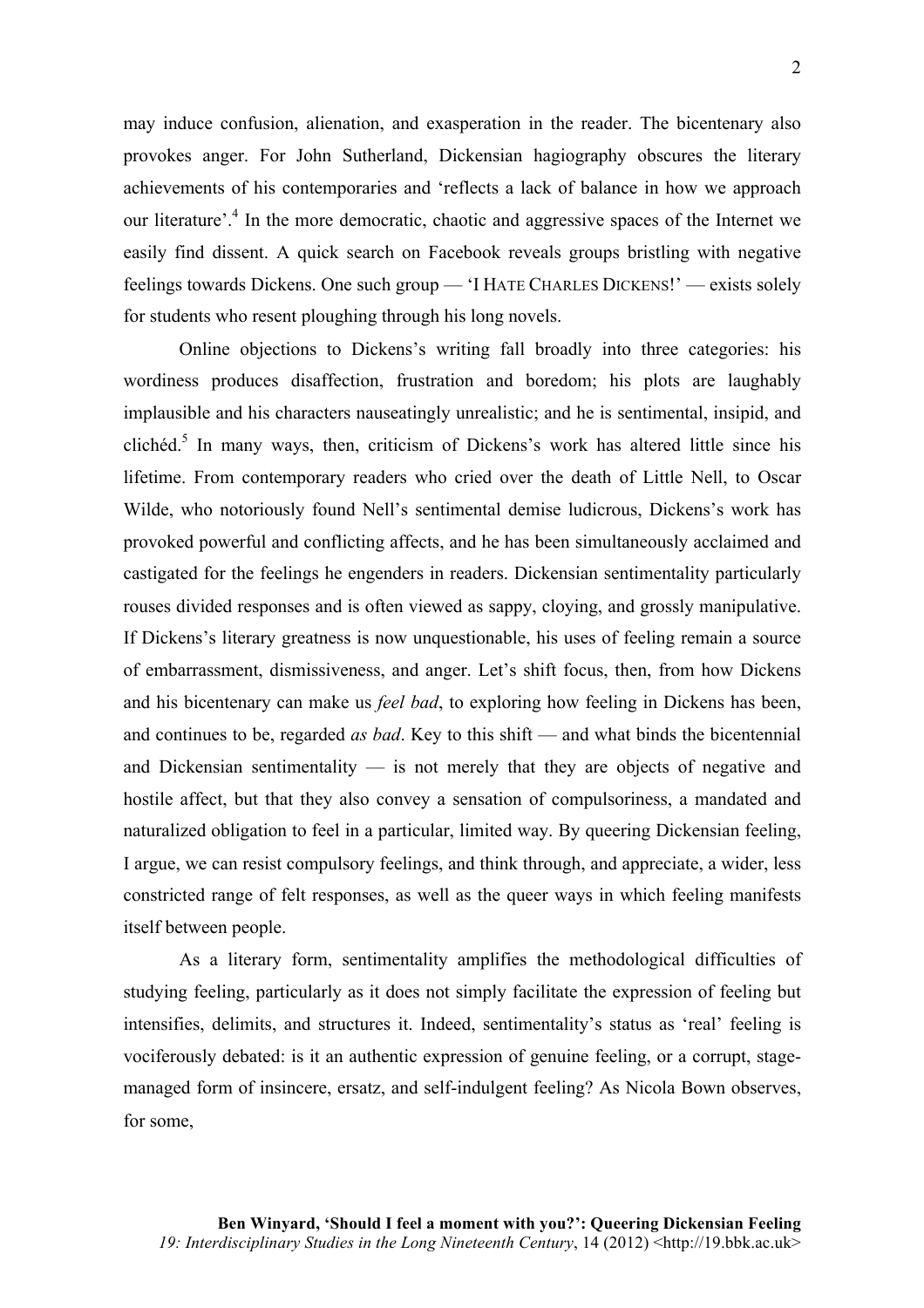may induce confusion, alienation, and exasperation in the reader. The bicentenary also provokes anger. For John Sutherland, Dickensian hagiography obscures the literary achievements of his contemporaries and 'reflects a lack of balance in how we approach our literature'.[4] In the more democratic, chaotic and aggressive spaces of the Internet we easily find dissent. A quick search on Facebook reveals groups bristling with negative feelings towards Dickens. One such group — 'I HATE CHARLES DICKENS!' — exists solely for students who resent ploughing through his long novels.

Online objections to Dickens's writing fall broadly into three categories: his wordiness produces disaffection, frustration and boredom; his plots are laughably implausible and his characters nauseatingly unrealistic; and he is sentimental, insipid, and clichéd.[5] In many ways, then, criticism of Dickens's work has altered little since his lifetime. From contemporary readers who cried over the death of Little Nell, to Oscar Wilde, who notoriously found Nell's sentimental demise ludicrous, Dickens's work has provoked powerful and conflicting affects, and he has been simultaneously acclaimed and castigated for the feelings he engenders in readers. Dickensian sentimentality particularly rouses divided responses and is often viewed as sappy, cloying, and grossly manipulative. If Dickens's literary greatness is now unquestionable, his uses of feeling remain a source of embarrassment, dismissiveness, and anger. Let's shift focus, then, from how Dickens and his bicentenary can make us *feel bad*, to exploring how feeling in Dickens has been, and continues to be, regarded *as bad*. Key to this shift — and what binds the bicentennial and Dickensian sentimentality — is not merely that they are objects of negative and hostile affect, but that they also convey a sensation of compulsoriness, a mandated and naturalized obligation to feel in a particular, limited way. By queering Dickensian feeling, I argue, we can resist compulsory feelings, and think through, and appreciate, a wider, less constricted range of felt responses, as well as the queer ways in which feeling manifests itself between people.

As a literary form, sentimentality amplifies the methodological difficulties of studying feeling, particularly as it does not simply facilitate the expression of feeling but intensifies, delimits, and structures it. Indeed, sentimentality's status as 'real' feeling is vociferously debated: is it an authentic expression of genuine feeling, or a corrupt, stage-managed form of insincere, ersatz, and self-indulgent feeling? As Nicola Bown observes, for some,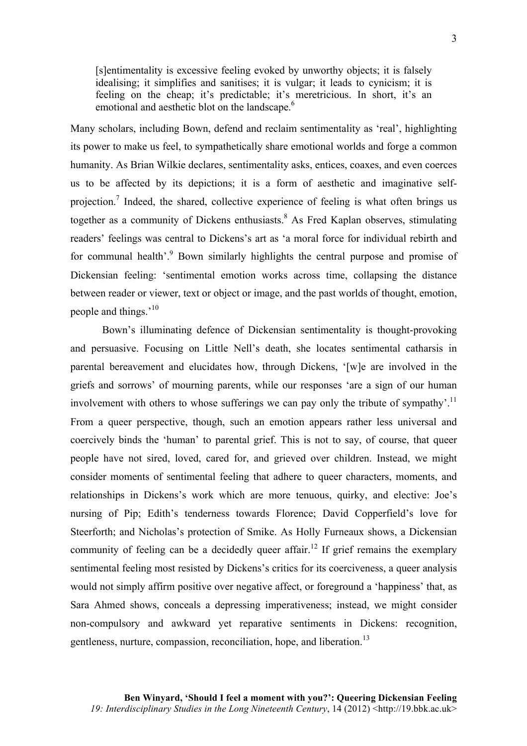> [s]entimentality is excessive feeling evoked by unworthy objects; it is falsely idealising; it simplifies and sanitises; it is vulgar; it leads to cynicism; it is feeling on the cheap; it's predictable; it's meretricious. In short, it's an emotional and aesthetic blot on the landscape.[6]

Many scholars, including Bown, defend and reclaim sentimentality as 'real', highlighting its power to make us feel, to sympathetically share emotional worlds and forge a common humanity. As Brian Wilkie declares, sentimentality asks, entices, coaxes, and even coerces us to be affected by its depictions; it is a form of aesthetic and imaginative self-projection.[7] Indeed, the shared, collective experience of feeling is what often brings us together as a community of Dickens enthusiasts.[8] As Fred Kaplan observes, stimulating readers' feelings was central to Dickens's art as 'a moral force for individual rebirth and for communal health'.[9] Bown similarly highlights the central purpose and promise of Dickensian feeling: 'sentimental emotion works across time, collapsing the distance between reader or viewer, text or object or image, and the past worlds of thought, emotion, people and things.'[10]

Bown's illuminating defence of Dickensian sentimentality is thought-provoking and persuasive. Focusing on Little Nell's death, she locates sentimental catharsis in parental bereavement and elucidates how, through Dickens, '[w]e are involved in the griefs and sorrows' of mourning parents, while our responses 'are a sign of our human involvement with others to whose sufferings we can pay only the tribute of sympathy'.[11] From a queer perspective, though, such an emotion appears rather less universal and coercively binds the 'human' to parental grief. This is not to say, of course, that queer people have not sired, loved, cared for, and grieved over children. Instead, we might consider moments of sentimental feeling that adhere to queer characters, moments, and relationships in Dickens's work which are more tenuous, quirky, and elective: Joe's nursing of Pip; Edith's tenderness towards Florence; David Copperfield's love for Steerforth; and Nicholas's protection of Smike. As Holly Furneaux shows, a Dickensian community of feeling can be a decidedly queer affair.[12] If grief remains the exemplary sentimental feeling most resisted by Dickens's critics for its coerciveness, a queer analysis would not simply affirm positive over negative affect, or foreground a 'happiness' that, as Sara Ahmed shows, conceals a depressing imperativeness; instead, we might consider non-compulsory and awkward yet reparative sentiments in Dickens: recognition, gentleness, nurture, compassion, reconciliation, hope, and liberation.[13]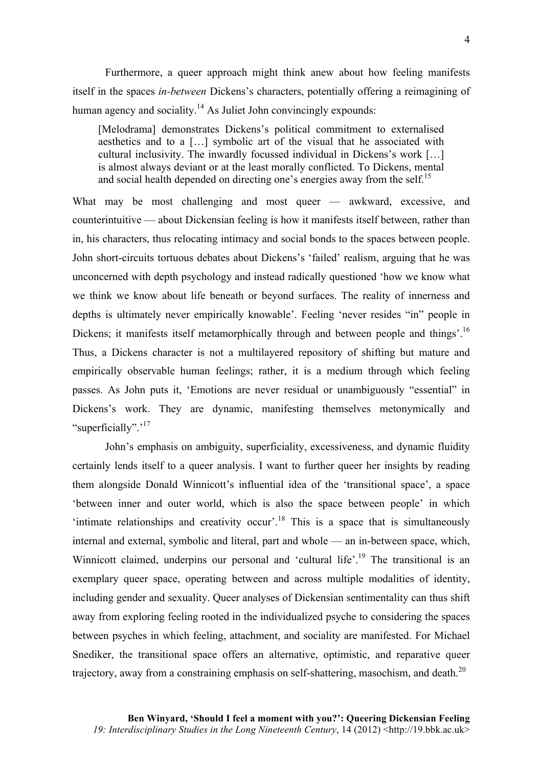Furthermore, a queer approach might think anew about how feeling manifests itself in the spaces *in-between* Dickens's characters, potentially offering a reimagining of human agency and sociality.[14] As Juliet John convincingly expounds:

> [Melodrama] demonstrates Dickens's political commitment to externalised aesthetics and to a […] symbolic art of the visual that he associated with cultural inclusivity. The inwardly focussed individual in Dickens's work […] is almost always deviant or at the least morally conflicted. To Dickens, mental and social health depended on directing one's energies away from the self.[15]

What may be most challenging and most queer — awkward, excessive, and counterintuitive — about Dickensian feeling is how it manifests itself between, rather than in, his characters, thus relocating intimacy and social bonds to the spaces between people. John short-circuits tortuous debates about Dickens's 'failed' realism, arguing that he was unconcerned with depth psychology and instead radically questioned 'how we know what we think we know about life beneath or beyond surfaces. The reality of innerness and depths is ultimately never empirically knowable'. Feeling 'never resides "in" people in Dickens; it manifests itself metamorphically through and between people and things'.[16] Thus, a Dickens character is not a multilayered repository of shifting but mature and empirically observable human feelings; rather, it is a medium through which feeling passes. As John puts it, 'Emotions are never residual or unambiguously "essential" in Dickens's work. They are dynamic, manifesting themselves metonymically and "superficially".'[17]

John's emphasis on ambiguity, superficiality, excessiveness, and dynamic fluidity certainly lends itself to a queer analysis. I want to further queer her insights by reading them alongside Donald Winnicott's influential idea of the 'transitional space', a space 'between inner and outer world, which is also the space between people' in which 'intimate relationships and creativity occur'.[18] This is a space that is simultaneously internal and external, symbolic and literal, part and whole — an in-between space, which, Winnicott claimed, underpins our personal and 'cultural life'.[19] The transitional is an exemplary queer space, operating between and across multiple modalities of identity, including gender and sexuality. Queer analyses of Dickensian sentimentality can thus shift away from exploring feeling rooted in the individualized psyche to considering the spaces between psyches in which feeling, attachment, and sociality are manifested. For Michael Snediker, the transitional space offers an alternative, optimistic, and reparative queer trajectory, away from a constraining emphasis on self-shattering, masochism, and death.[20]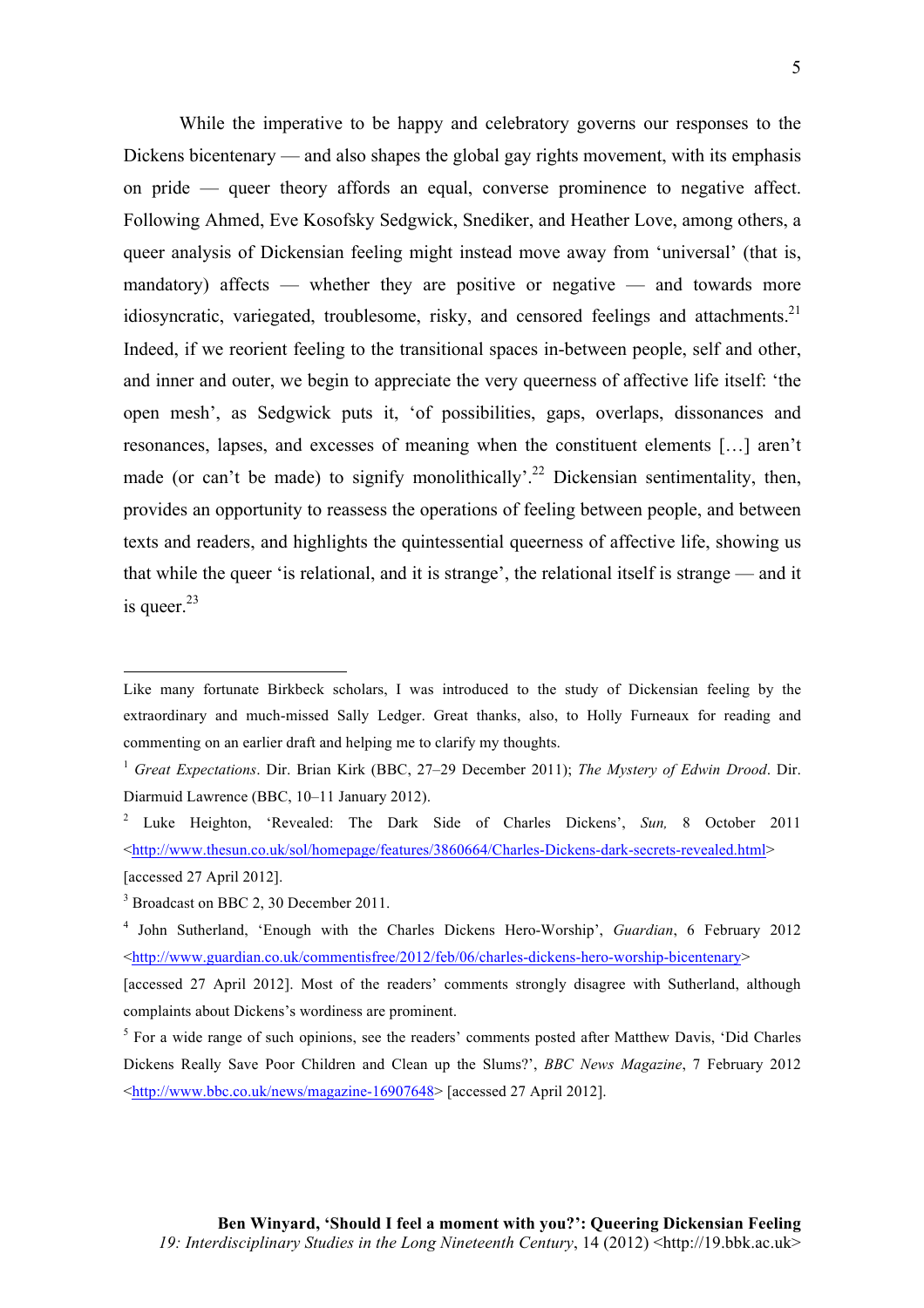While the imperative to be happy and celebratory governs our responses to the Dickens bicentenary — and also shapes the global gay rights movement, with its emphasis on pride — queer theory affords an equal, converse prominence to negative affect. Following Ahmed, Eve Kosofsky Sedgwick, Snediker, and Heather Love, among others, a queer analysis of Dickensian feeling might instead move away from 'universal' (that is, mandatory) affects — whether they are positive or negative — and towards more idiosyncratic, variegated, troublesome, risky, and censored feelings and attachments.[21] Indeed, if we reorient feeling to the transitional spaces in-between people, self and other, and inner and outer, we begin to appreciate the very queerness of affective life itself: 'the open mesh', as Sedgwick puts it, 'of possibilities, gaps, overlaps, dissonances and resonances, lapses, and excesses of meaning when the constituent elements […] aren't made (or can't be made) to signify monolithically'.[22] Dickensian sentimentality, then, provides an opportunity to reassess the operations of feeling between people, and between texts and readers, and highlights the quintessential queerness of affective life, showing us that while the queer 'is relational, and it is strange', the relational itself is strange — and it is queer.[23]

---

Like many fortunate Birkbeck scholars, I was introduced to the study of Dickensian feeling by the extraordinary and much-missed Sally Ledger. Great thanks, also, to Holly Furneaux for reading and commenting on an earlier draft and helping me to clarify my thoughts.

[1] *Great Expectations*. Dir. Brian Kirk (BBC, 27–29 December 2011); *The Mystery of Edwin Drood*. Dir. Diarmuid Lawrence (BBC, 10–11 January 2012).

[2] Luke Heighton, 'Revealed: The Dark Side of Charles Dickens', *Sun,* 8 October 2011 <http://www.thesun.co.uk/sol/homepage/features/3860664/Charles-Dickens-dark-secrets-revealed.html> [accessed 27 April 2012].

[3] Broadcast on BBC 2, 30 December 2011.

[4] John Sutherland, 'Enough with the Charles Dickens Hero-Worship', *Guardian*, 6 February 2012 <http://www.guardian.co.uk/commentisfree/2012/feb/06/charles-dickens-hero-worship-bicentenary> [accessed 27 April 2012]. Most of the readers' comments strongly disagree with Sutherland, although complaints about Dickens's wordiness are prominent.

[5] For a wide range of such opinions, see the readers' comments posted after Matthew Davis, 'Did Charles Dickens Really Save Poor Children and Clean up the Slums?', *BBC News Magazine*, 7 February 2012 <http://www.bbc.co.uk/news/magazine-16907648> [accessed 27 April 2012].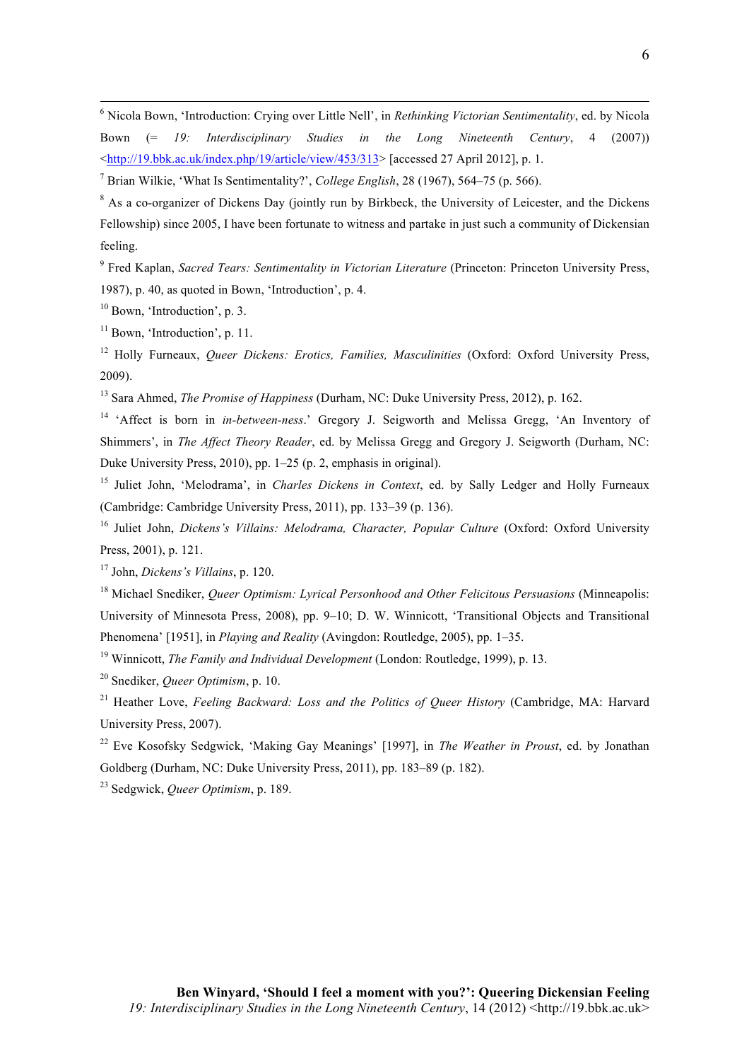[6] Nicola Bown, 'Introduction: Crying over Little Nell', in *Rethinking Victorian Sentimentality*, ed. by Nicola Bown (= *19: Interdisciplinary Studies in the Long Nineteenth Century*, 4 (2007)) <http://19.bbk.ac.uk/index.php/19/article/view/453/313> [accessed 27 April 2012], p. 1.

[7] Brian Wilkie, 'What Is Sentimentality?', *College English*, 28 (1967), 564–75 (p. 566).

[8] As a co-organizer of Dickens Day (jointly run by Birkbeck, the University of Leicester, and the Dickens Fellowship) since 2005, I have been fortunate to witness and partake in just such a community of Dickensian feeling.

[9] Fred Kaplan, *Sacred Tears: Sentimentality in Victorian Literature* (Princeton: Princeton University Press, 1987), p. 40, as quoted in Bown, 'Introduction', p. 4.

[10] Bown, 'Introduction', p. 3.

[11] Bown, 'Introduction', p. 11.

[12] Holly Furneaux, *Queer Dickens: Erotics, Families, Masculinities* (Oxford: Oxford University Press, 2009).

[13] Sara Ahmed, *The Promise of Happiness* (Durham, NC: Duke University Press, 2012), p. 162.

[14] 'Affect is born in *in-between-ness*.' Gregory J. Seigworth and Melissa Gregg, 'An Inventory of Shimmers', in *The Affect Theory Reader*, ed. by Melissa Gregg and Gregory J. Seigworth (Durham, NC: Duke University Press, 2010), pp. 1–25 (p. 2, emphasis in original).

[15] Juliet John, 'Melodrama', in *Charles Dickens in Context*, ed. by Sally Ledger and Holly Furneaux (Cambridge: Cambridge University Press, 2011), pp. 133–39 (p. 136).

[16] Juliet John, *Dickens's Villains: Melodrama, Character, Popular Culture* (Oxford: Oxford University Press, 2001), p. 121.

[17] John, *Dickens's Villains*, p. 120.

[18] Michael Snediker, *Queer Optimism: Lyrical Personhood and Other Felicitous Persuasions* (Minneapolis: University of Minnesota Press, 2008), pp. 9–10; D. W. Winnicott, 'Transitional Objects and Transitional Phenomena' [1951], in *Playing and Reality* (Avingdon: Routledge, 2005), pp. 1–35.

[19] Winnicott, *The Family and Individual Development* (London: Routledge, 1999), p. 13.

[20] Snediker, *Queer Optimism*, p. 10.

[21] Heather Love, *Feeling Backward: Loss and the Politics of Queer History* (Cambridge, MA: Harvard University Press, 2007).

[22] Eve Kosofsky Sedgwick, 'Making Gay Meanings' [1997], in *The Weather in Proust*, ed. by Jonathan Goldberg (Durham, NC: Duke University Press, 2011), pp. 183–89 (p. 182).

[23] Sedgwick, *Queer Optimism*, p. 189.